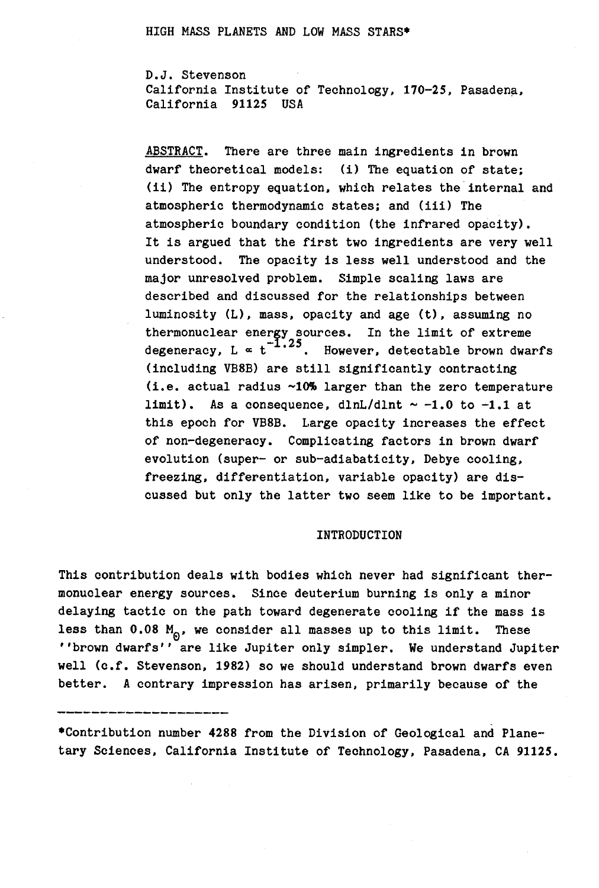# HIGH MASS PLANETS AND LOW MASS STARS*

D.J. Stevenson
California Institute of Technology, 170-25, Pasadena, California 91125 USA

ABSTRACT. There are three main ingredients in brown dwarf theoretical models: (i) The equation of state; (ii) The entropy equation, which relates the internal and atmospheric thermodynamic states; and (iii) The atmospheric boundary condition (the infrared opacity). It is argued that the first two ingredients are very well understood. The opacity is less well understood and the major unresolved problem. Simple scaling laws are described and discussed for the relationships between luminosity (L), mass, opacity and age (t), assuming no thermonuclear energy sources. In the limit of extreme degeneracy, $L \propto t^{-1.25}$. However, detectable brown dwarfs (including VB8B) are still significantly contracting (i.e. actual radius ~10% larger than the zero temperature limit). As a consequence, $d\ln L/d\ln t \sim -1.0$ to $-1.1$ at this epoch for VB8B. Large opacity increases the effect of non-degeneracy. Complicating factors in brown dwarf evolution (super- or sub-adiabaticity, Debye cooling, freezing, differentiation, variable opacity) are discussed but only the latter two seem like to be important.

## INTRODUCTION

This contribution deals with bodies which never had significant thermonuclear energy sources. Since deuterium burning is only a minor delaying tactic on the path toward degenerate cooling if the mass is less than 0.08 $M_{\odot}$, we consider all masses up to this limit. These ''brown dwarfs'' are like Jupiter only simpler. We understand Jupiter well (c.f. Stevenson, 1982) so we should understand brown dwarfs even better. A contrary impression has arisen, primarily because of the

---

*Contribution number 4288 from the Division of Geological and Planetary Sciences, California Institute of Technology, Pasadena, CA 91125.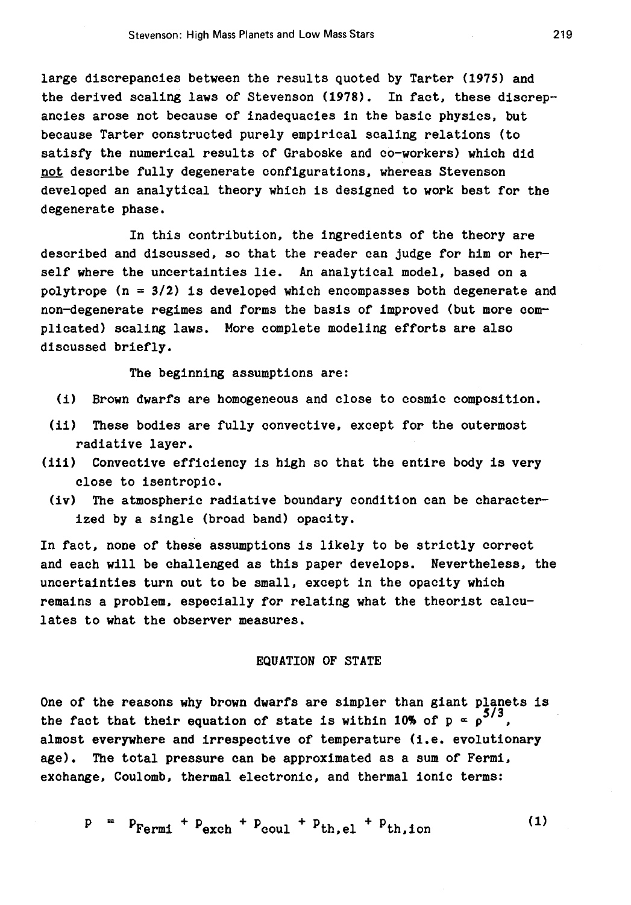large discrepancies between the results quoted by Tarter (1975) and the derived scaling laws of Stevenson (1978). In fact, these discrepancies arose not because of inadequacies in the basic physics, but because Tarter constructed purely empirical scaling relations (to satisfy the numerical results of Graboske and co-workers) which did not describe fully degenerate configurations, whereas Stevenson developed an analytical theory which is designed to work best for the degenerate phase.

In this contribution, the ingredients of the theory are described and discussed, so that the reader can judge for him or herself where the uncertainties lie. An analytical model, based on a polytrope ($n = 3/2$) is developed which encompasses both degenerate and non-degenerate regimes and forms the basis of improved (but more complicated) scaling laws. More complete modeling efforts are also discussed briefly.

The beginning assumptions are:

(i) Brown dwarfs are homogeneous and close to cosmic composition.

(ii) These bodies are fully convective, except for the outermost radiative layer.

(iii) Convective efficiency is high so that the entire body is very close to isentropic.

(iv) The atmospheric radiative boundary condition can be characterized by a single (broad band) opacity.

In fact, none of these assumptions is likely to be strictly correct and each will be challenged as this paper develops. Nevertheless, the uncertainties turn out to be small, except in the opacity which remains a problem, especially for relating what the theorist calculates to what the observer measures.

## EQUATION OF STATE

One of the reasons why brown dwarfs are simpler than giant planets is the fact that their equation of state is within 10% of $p \propto \rho^{5/3}$, almost everywhere and irrespective of temperature (i.e. evolutionary age). The total pressure can be approximated as a sum of Fermi, exchange, Coulomb, thermal electronic, and thermal ionic terms:

$$p = p_{Fermi} + p_{exch} + p_{coul} + p_{th,el} + p_{th,ion} \tag{1}$$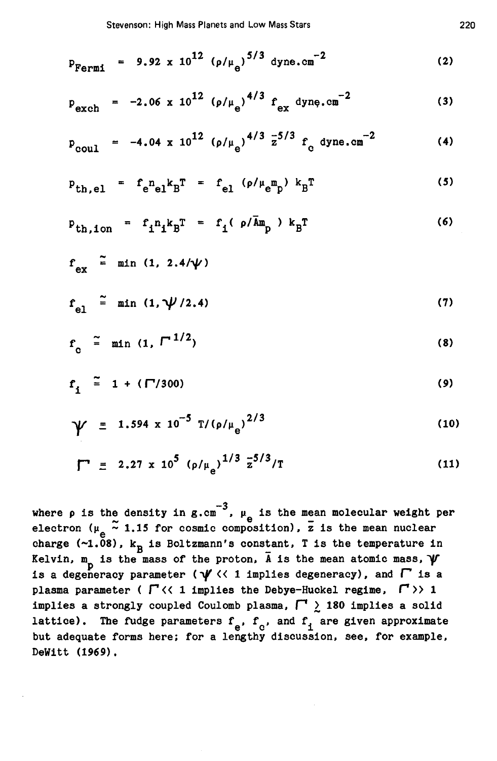$$p_{\mathrm{Fermi}} = 9.92 \times 10^{12} \, (\rho/\mu_e)^{5/3} \ \mathrm{dyne.cm}^{-2} \tag{2}$$

$$p_{\mathrm{exch}} = -2.06 \times 10^{12} \, (\rho/\mu_e)^{4/3} \, f_{ex} \ \mathrm{dyne.cm}^{-2} \tag{3}$$

$$p_{\mathrm{coul}} = -4.04 \times 10^{12} \, (\rho/\mu_e)^{4/3} \, \bar{z}^{5/3} \, f_c \ \mathrm{dyne.cm}^{-2} \tag{4}$$

$$p_{\mathrm{th,el}} = f_e n_{el} k_B T = f_{el} \, (\rho/\mu_e m_p) \, k_B T \tag{5}$$

$$p_{\mathrm{th,ion}} = f_i n_i k_B T = f_i \, ( \rho/\bar{A} m_p ) \, k_B T \tag{6}$$

$$f_{ex} \cong \min \, (1, \, 2.4/\psi)$$

$$f_{el} \cong \min \, (1, \psi/2.4) \tag{7}$$

$$f_c \cong \min \, (1, \, \Gamma^{1/2}) \tag{8}$$

$$f_i \cong 1 + (\Gamma/300) \tag{9}$$

$$\psi \equiv 1.594 \times 10^{-5} \, T/(\rho/\mu_e)^{2/3} \tag{10}$$

$$\Gamma \equiv 2.27 \times 10^{5} \, (\rho/\mu_e)^{1/3} \, \bar{z}^{5/3}/T \tag{11}$$

where $\rho$ is the density in $\mathrm{g.cm}^{-3}$, $\mu_e$ is the mean molecular weight per electron ($\mu_e \cong 1.15$ for cosmic composition), $\bar{z}$ is the mean nuclear charge (~1.08), $k_B$ is Boltzmann's constant, $T$ is the temperature in Kelvin, $m_p$ is the mass of the proton, $\bar{A}$ is the mean atomic mass, $\psi$ is a degeneracy parameter ($\psi \ll 1$ implies degeneracy), and $\Gamma$ is a plasma parameter ($\Gamma \ll 1$ implies the Debye-Huckel regime, $\Gamma \gg 1$ implies a strongly coupled Coulomb plasma, $\Gamma \gtrsim 180$ implies a solid lattice). The fudge parameters $f_e$, $f_c$, and $f_i$ are given approximate but adequate forms here; for a lengthy discussion, see, for example, DeWitt (1969).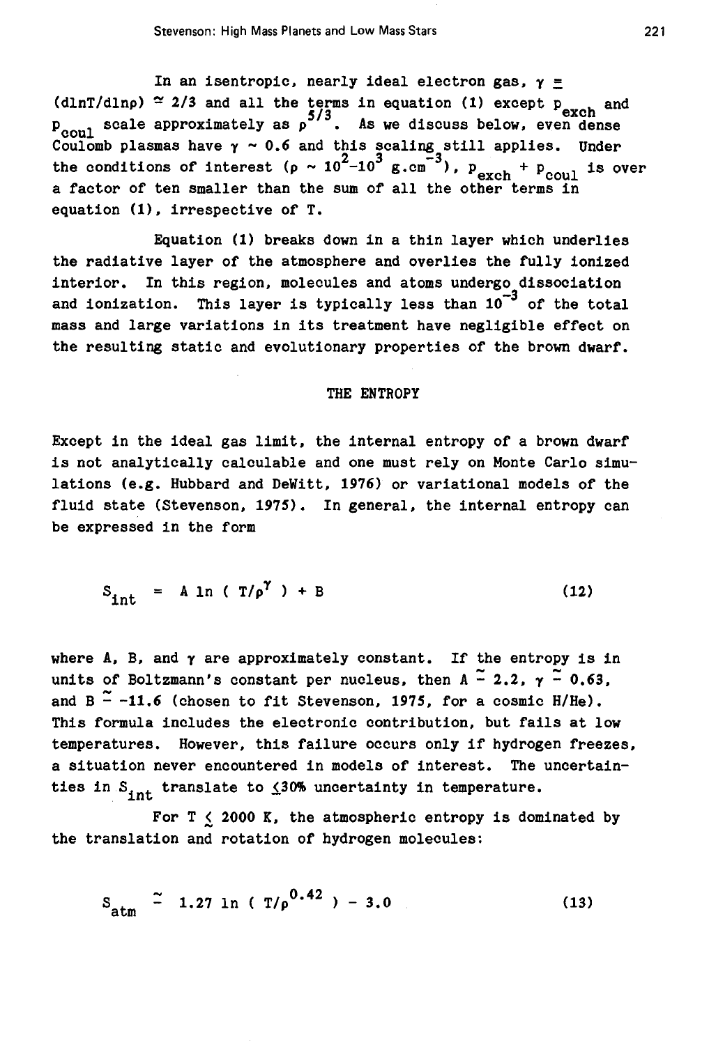In an isentropic, nearly ideal electron gas, $\gamma \equiv (d\ln T/d\ln\rho) \simeq 2/3$ and all the terms in equation (1) except $p_{exch}$ and $p_{coul}$ scale approximately as $\rho^{5/3}$. As we discuss below, even dense Coulomb plasmas have $\gamma \sim 0.6$ and this scaling still applies. Under the conditions of interest ($\rho \sim 10^2$-$10^3$ g.cm$^{-3}$), $p_{exch} + p_{coul}$ is over a factor of ten smaller than the sum of all the other terms in equation (1), irrespective of T.

Equation (1) breaks down in a thin layer which underlies the radiative layer of the atmosphere and overlies the fully ionized interior. In this region, molecules and atoms undergo dissociation and ionization. This layer is typically less than $10^{-3}$ of the total mass and large variations in its treatment have negligible effect on the resulting static and evolutionary properties of the brown dwarf.

## THE ENTROPY

Except in the ideal gas limit, the internal entropy of a brown dwarf is not analytically calculable and one must rely on Monte Carlo simulations (e.g. Hubbard and DeWitt, 1976) or variational models of the fluid state (Stevenson, 1975). In general, the internal entropy can be expressed in the form

$$S_{int} = A \ln ( T/\rho^{\gamma} ) + B \tag{12}$$

where A, B, and $\gamma$ are approximately constant. If the entropy is in units of Boltzmann's constant per nucleus, then $A \simeq 2.2$, $\gamma \simeq 0.63$, and $B \simeq -11.6$ (chosen to fit Stevenson, 1975, for a cosmic H/He). This formula includes the electronic contribution, but fails at low temperatures. However, this failure occurs only if hydrogen freezes, a situation never encountered in models of interest. The uncertainties in $S_{int}$ translate to $\lesssim 30\%$ uncertainty in temperature.

For $T \lesssim 2000$ K, the atmospheric entropy is dominated by the translation and rotation of hydrogen molecules:

$$S_{atm} \simeq 1.27 \ln ( T/\rho^{0.42} ) - 3.0 \tag{13}$$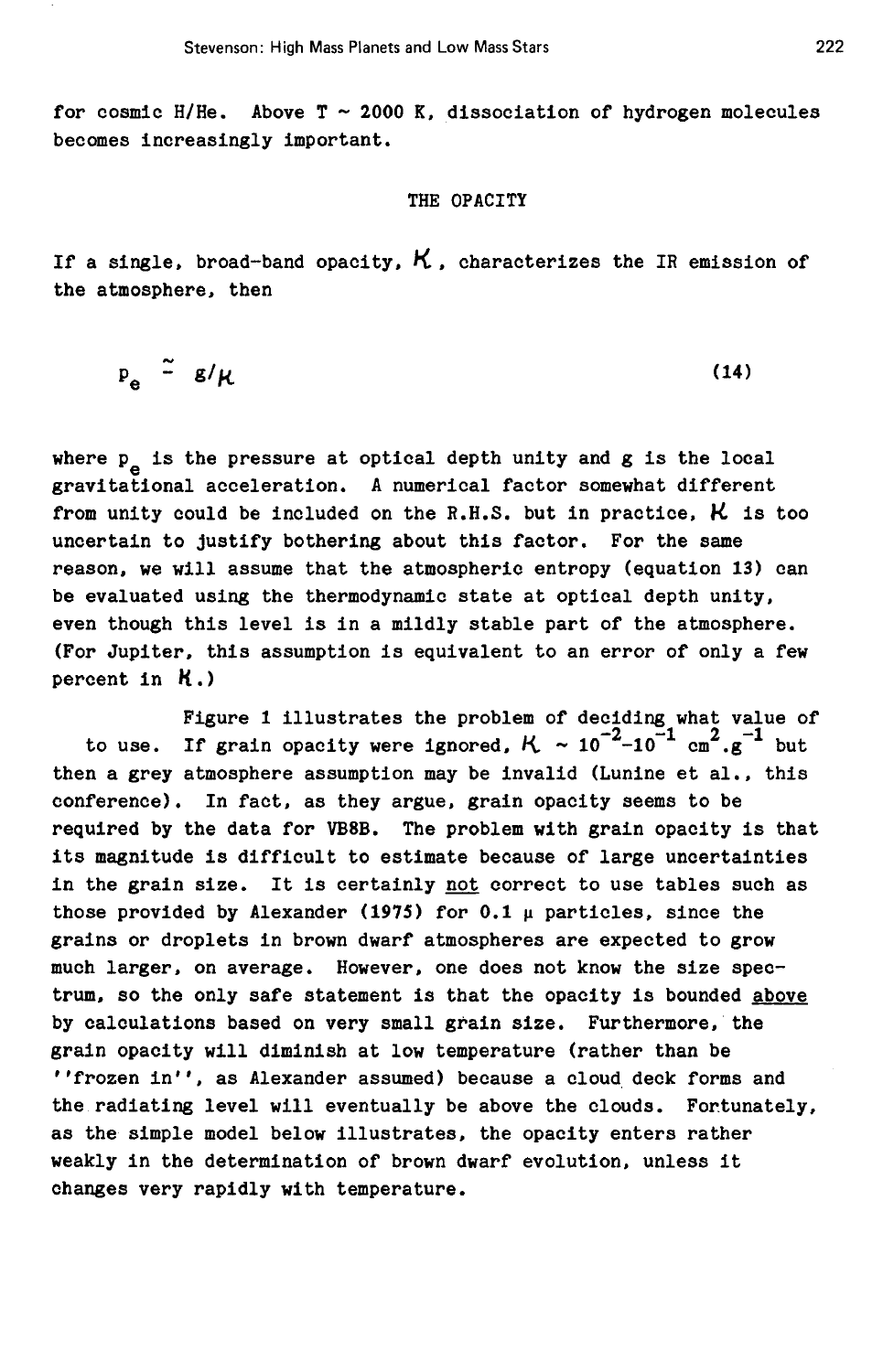for cosmic H/He. Above $T \sim 2000$ K, dissociation of hydrogen molecules becomes increasingly important.

## THE OPACITY

If a single, broad-band opacity, $\kappa$, characterizes the IR emission of the atmosphere, then

$$p_e \simeq g/\kappa \tag{14}$$

where $p_e$ is the pressure at optical depth unity and g is the local gravitational acceleration. A numerical factor somewhat different from unity could be included on the R.H.S. but in practice, $\kappa$ is too uncertain to justify bothering about this factor. For the same reason, we will assume that the atmospheric entropy (equation 13) can be evaluated using the thermodynamic state at optical depth unity, even though this level is in a mildly stable part of the atmosphere. (For Jupiter, this assumption is equivalent to an error of only a few percent in $\kappa$.)

Figure 1 illustrates the problem of deciding what value of to use. If grain opacity were ignored, $\kappa \sim 10^{-2}$–$10^{-1}$ $cm^2.g^{-1}$ but then a grey atmosphere assumption may be invalid (Lunine et al., this conference). In fact, as they argue, grain opacity seems to be required by the data for VB8B. The problem with grain opacity is that its magnitude is difficult to estimate because of large uncertainties in the grain size. It is certainly not correct to use tables such as those provided by Alexander (1975) for 0.1 μ particles, since the grains or droplets in brown dwarf atmospheres are expected to grow much larger, on average. However, one does not know the size spectrum, so the only safe statement is that the opacity is bounded above by calculations based on very small grain size. Furthermore, the grain opacity will diminish at low temperature (rather than be ''frozen in'', as Alexander assumed) because a cloud deck forms and the radiating level will eventually be above the clouds. Fortunately, as the simple model below illustrates, the opacity enters rather weakly in the determination of brown dwarf evolution, unless it changes very rapidly with temperature.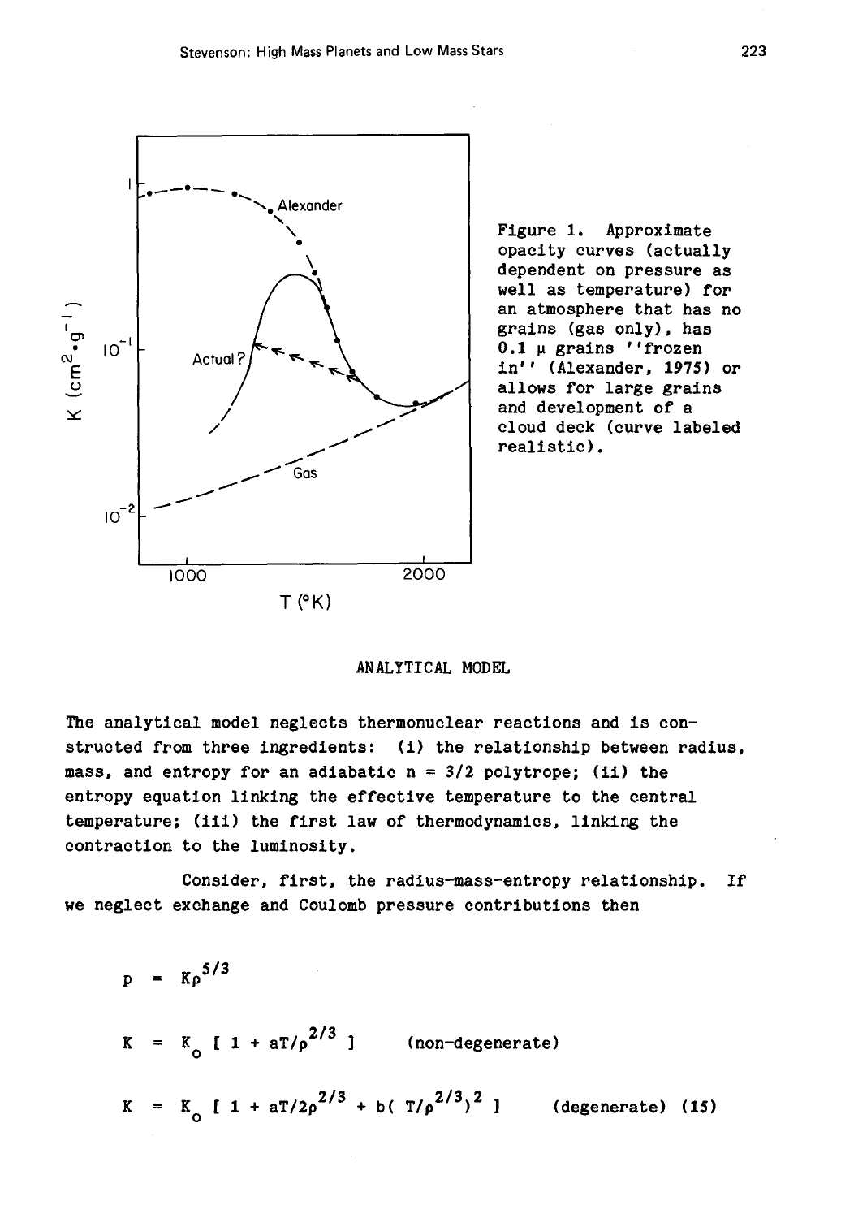Figure 1. Approximate opacity curves (actually dependent on pressure as well as temperature) for an atmosphere that has no grains (gas only), has 0.1 μ grains "frozen in" (Alexander, 1975) or allows for large grains and development of a cloud deck (curve labeled realistic).

## ANALYTICAL MODEL

The analytical model neglects thermonuclear reactions and is constructed from three ingredients: (i) the relationship between radius, mass, and entropy for an adiabatic $n = 3/2$ polytrope; (ii) the entropy equation linking the effective temperature to the central temperature; (iii) the first law of thermodynamics, linking the contraction to the luminosity.

Consider, first, the radius-mass-entropy relationship. If we neglect exchange and Coulomb pressure contributions then

$$p = K\rho^{5/3}$$

$$K = K_o \left[ 1 + aT/\rho^{2/3} \right] \qquad \text{(non-degenerate)}$$

$$K = K_o \left[ 1 + aT/2\rho^{2/3} + b\left( T/\rho^{2/3} \right)^2 \right] \qquad \text{(degenerate)} \quad (15)$$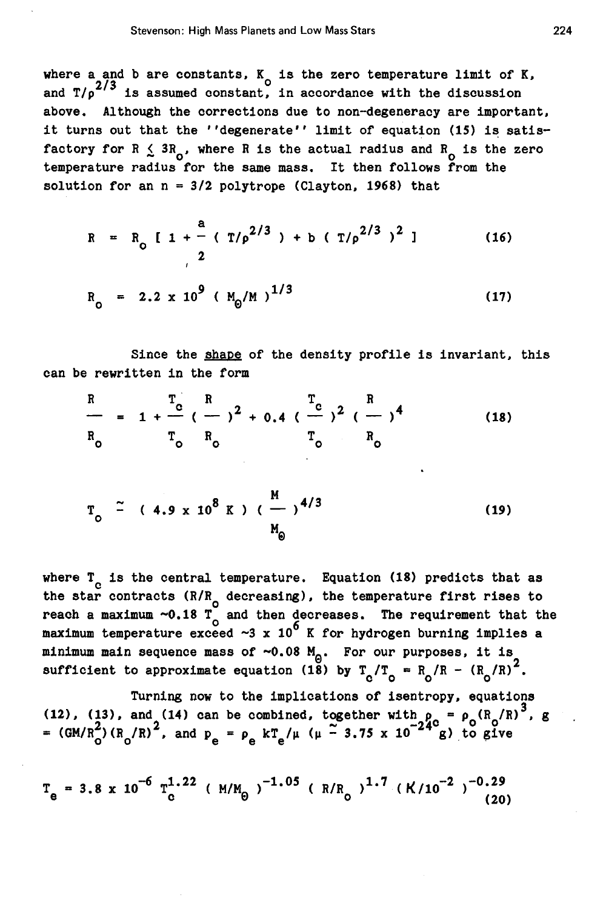where a and b are constants, $K_o$ is the zero temperature limit of K, and $T/\rho^{2/3}$ is assumed constant, in accordance with the discussion above. Although the corrections due to non-degeneracy are important, it turns out that the ''degenerate'' limit of equation (15) is satisfactory for $R \lesssim 3R_o$, where R is the actual radius and $R_o$ is the zero temperature radius for the same mass. It then follows from the solution for an n = 3/2 polytrope (Clayton, 1968) that

$$R = R_o \left[ 1 + \frac{a}{2} ( T/\rho^{2/3} ) + b ( T/\rho^{2/3} )^2 \right] \tag{16}$$

$$R_o = 2.2 \times 10^9 ( M_\odot/M )^{1/3} \tag{17}$$

Since the shape of the density profile is invariant, this can be rewritten in the form

$$\frac{R}{R_o} = 1 + \frac{T_c}{T_o} \left( \frac{R}{R_o} \right)^2 + 0.4 \left( \frac{T_c}{T_o} \right)^2 \left( \frac{R}{R_o} \right)^4 \tag{18}$$

$$T_o \simeq ( 4.9 \times 10^8 \text{ K} ) \left( \frac{M}{M_\odot} \right)^{4/3} \tag{19}$$

where $T_c$ is the central temperature. Equation (18) predicts that as the star contracts ($R/R_o$ decreasing), the temperature first rises to reach a maximum ~$0.18\ T_o$ and then decreases. The requirement that the maximum temperature exceed ~$3 \times 10^6$ K for hydrogen burning implies a minimum main sequence mass of ~$0.08\ M_\odot$. For our purposes, it is sufficient to approximate equation (18) by $T_c/T_o = R_o/R - (R_o/R)^2$.

Turning now to the implications of isentropy, equations (12), (13), and (14) can be combined, together with $\rho_c = \rho_o(R_o/R)^3$, $g = (GM/R_o^2)(R_o/R)^2$, and $p_e = \rho_e kT_e/\mu$ ($\mu \simeq 3.75 \times 10^{-24}$ g) to give

$$T_e = 3.8 \times 10^{-6}\ T_c^{1.22} ( M/M_\odot )^{-1.05} ( R/R_o )^{1.7} ( \kappa/10^{-2} )^{-0.29} \tag{20}$$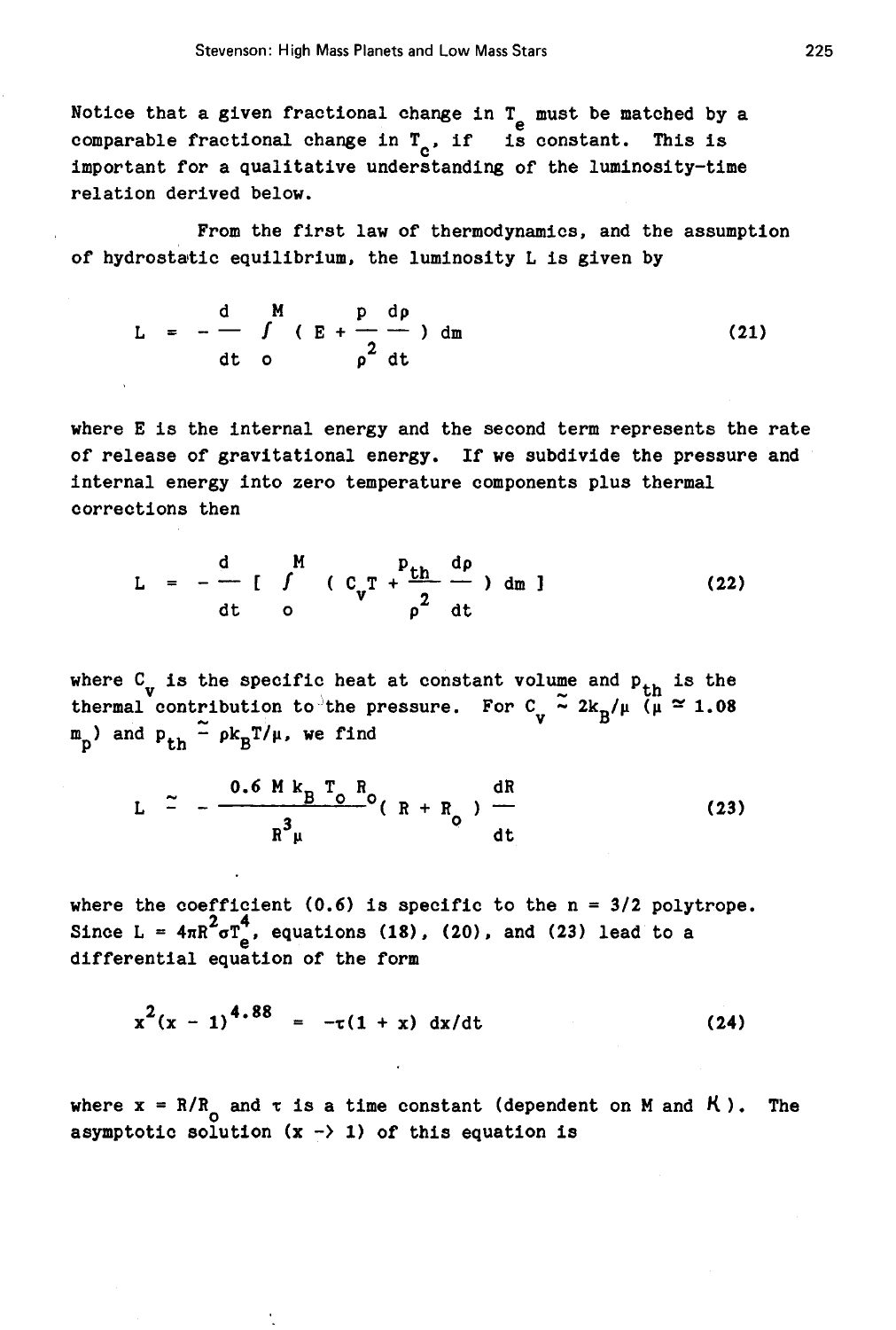Notice that a given fractional change in $T_e$ must be matched by a comparable fractional change in $T_c$, if is constant. This is important for a qualitative understanding of the luminosity-time relation derived below.

From the first law of thermodynamics, and the assumption of hydrostatic equilibrium, the luminosity L is given by

$$L = -\frac{d}{dt} \int_o^M \left( E + \frac{p}{\rho^2} \frac{d\rho}{dt} \right) dm \tag{21}$$

where E is the internal energy and the second term represents the rate of release of gravitational energy. If we subdivide the pressure and internal energy into zero temperature components plus thermal corrections then

$$L = -\frac{d}{dt} \left[ \int_o^M \left( C_v T + \frac{p_{th}}{\rho^2} \frac{d\rho}{dt} \right) dm \right] \tag{22}$$

where $C_v$ is the specific heat at constant volume and $p_{th}$ is the thermal contribution to the pressure. For $C_v \simeq 2k_B/\mu$ ($\mu \simeq 1.08$ $m_p$) and $p_{th} \simeq \rho k_B T/\mu$, we find

$$L \simeq -\frac{0.6\, M\, k_B\, T_o\, R_o}{R^3 \mu} (R + R_o) \frac{dR}{dt} \tag{23}$$

where the coefficient (0.6) is specific to the n = 3/2 polytrope. Since $L = 4\pi R^2 \sigma T_e^4$, equations (18), (20), and (23) lead to a differential equation of the form

$$x^2 (x - 1)^{4.88} = -\tau (1 + x)\, dx/dt \tag{24}$$

where $x = R/R_o$ and $\tau$ is a time constant (dependent on M and $K$). The asymptotic solution ($x \to 1$) of this equation is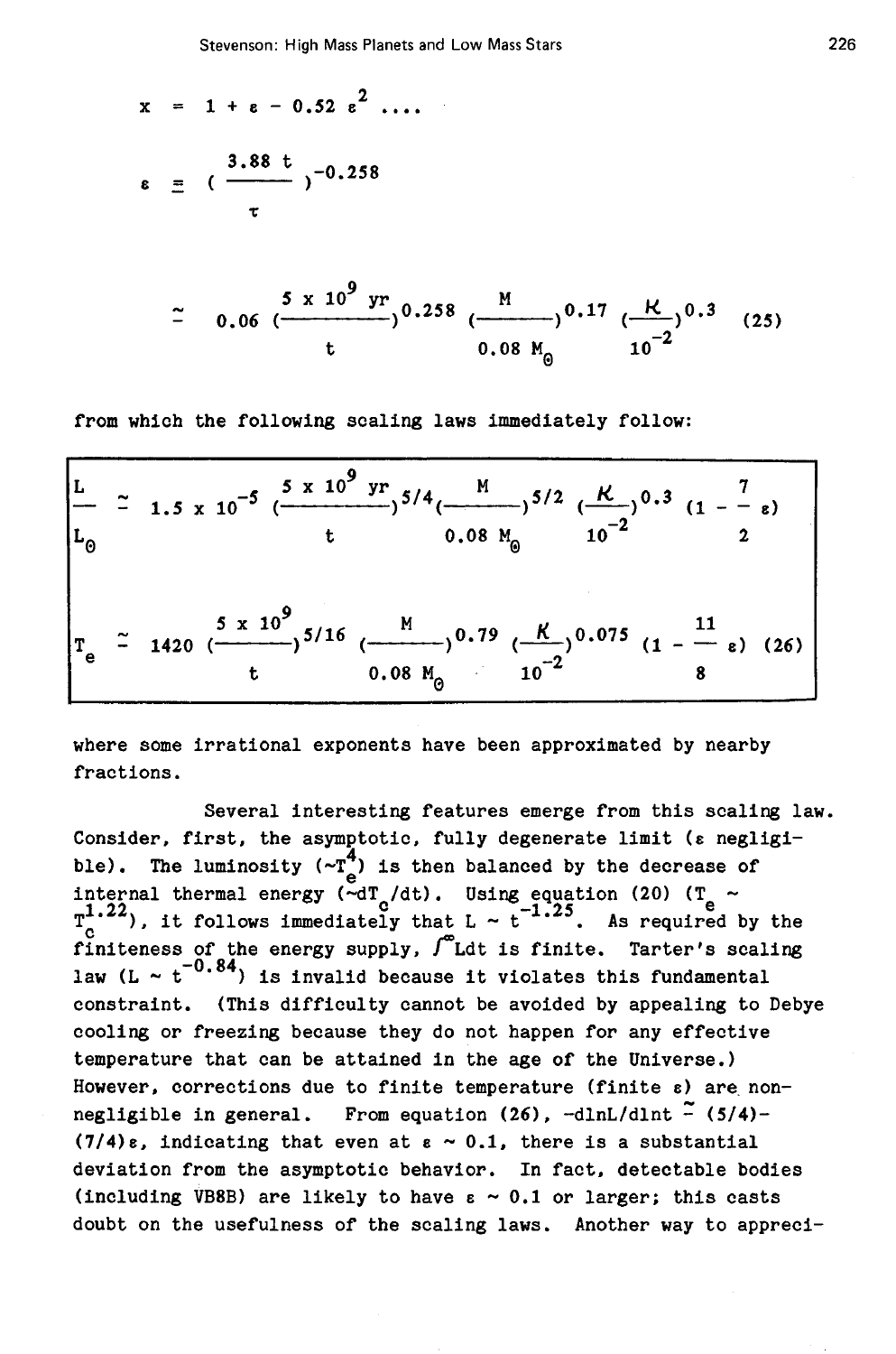$$x = 1 + \varepsilon - 0.52\,\varepsilon^2 \ldots.$$

$$\varepsilon \cong \left(\frac{3.88\,t}{\tau}\right)^{-0.258}$$

$$\cong 0.06 \left(\frac{5 \times 10^9\ \mathrm{yr}}{t}\right)^{0.258} \left(\frac{M}{0.08\,M_\odot}\right)^{0.17} \left(\frac{\kappa}{10^{-2}}\right)^{0.3} \quad (25)$$

from which the following scaling laws immediately follow:

$$\frac{L}{L_\odot} \cong 1.5 \times 10^{-5} \left(\frac{5 \times 10^9\ \mathrm{yr}}{t}\right)^{5/4} \left(\frac{M}{0.08\,M_\odot}\right)^{5/2} \left(\frac{\kappa}{10^{-2}}\right)^{0.3} \left(1 - \frac{7}{2}\varepsilon\right)$$

$$T_e \cong 1420 \left(\frac{5 \times 10^9}{t}\right)^{5/16} \left(\frac{M}{0.08\,M_\odot}\right)^{0.79} \left(\frac{\kappa}{10^{-2}}\right)^{0.075} \left(1 - \frac{11}{8}\varepsilon\right) \quad (26)$$

where some irrational exponents have been approximated by nearby fractions.

Several interesting features emerge from this scaling law. Consider, first, the asymptotic, fully degenerate limit ($\varepsilon$ negligible). The luminosity ($\sim T_e^4$) is then balanced by the decrease of internal thermal energy ($\sim dT_c/dt$). Using equation (20) ($T_e \sim T_c^{1.22}$), it follows immediately that $L \sim t^{-1.25}$. As required by the finiteness of the energy supply, $\int^\infty L dt$ is finite. Tarter's scaling law ($L \sim t^{-0.84}$) is invalid because it violates this fundamental constraint. (This difficulty cannot be avoided by appealing to Debye cooling or freezing because they do not happen for any effective temperature that can be attained in the age of the Universe.) However, corrections due to finite temperature (finite $\varepsilon$) are non-negligible in general. From equation (26), $-d\ln L/d\ln t \cong (5/4) - (7/4)\varepsilon$, indicating that even at $\varepsilon \sim 0.1$, there is a substantial deviation from the asymptotic behavior. In fact, detectable bodies (including VB8B) are likely to have $\varepsilon \sim 0.1$ or larger; this casts doubt on the usefulness of the scaling laws. Another way to appreci-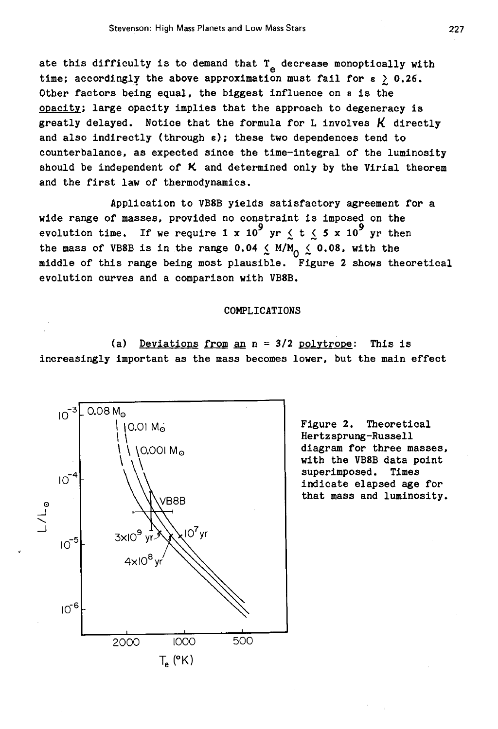ate this difficulty is to demand that $T_e$ decrease monoptically with time; accordingly the above approximation must fail for $\varepsilon \gtrsim 0.26$. Other factors being equal, the biggest influence on $\varepsilon$ is the <u>opacity</u>; large opacity implies that the approach to degeneracy is greatly delayed. Notice that the formula for L involves $K$ directly and also indirectly (through $\varepsilon$); these two dependences tend to counterbalance, as expected since the time-integral of the luminosity should be independent of $K$ and determined only by the Virial theorem and the first law of thermodynamics.

Application to VB8B yields satisfactory agreement for a wide range of masses, provided no constraint is imposed on the evolution time. If we require $1 \times 10^9$ yr $\lesssim t \lesssim 5 \times 10^9$ yr then the mass of VB8B is in the range $0.04 \lesssim M/M_0 \lesssim 0.08$, with the middle of this range being most plausible. Figure 2 shows theoretical evolution curves and a comparison with VB8B.

## COMPLICATIONS

(a) <u>Deviations from an n = 3/2 polytrope</u>: This is increasingly important as the mass becomes lower, but the main effect

Figure 2. Theoretical Hertzsprung-Russell diagram for three masses, with the VB8B data point superimposed. Times indicate elapsed age for that mass and luminosity.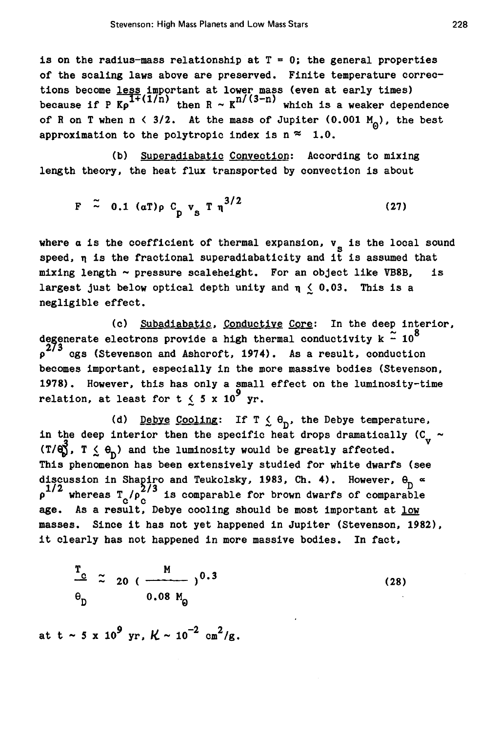is on the radius-mass relationship at T = 0; the general properties of the scaling laws above are preserved. Finite temperature corrections become less important at lower mass (even at early times) because if $P \, K\rho^{1+(1/n)}$ then $R \sim K^{n/(3-n)}$ which is a weaker dependence of R on T when $n < 3/2$. At the mass of Jupiter (0.001 $M_\odot$), the best approximation to the polytropic index is $n \approx 1.0$.

(b) Superadiabatic Convection: According to mixing length theory, the heat flux transported by convection is about

$$F \simeq 0.1 \, (\alpha T) \rho \, C_p \, v_s \, T \, \eta^{3/2} \tag{27}$$

where $\alpha$ is the coefficient of thermal expansion, $v_s$ is the local sound speed, $\eta$ is the fractional superadiabaticity and it is assumed that mixing length ~ pressure scaleheight. For an object like VB8B, is largest just below optical depth unity and $\eta \lesssim 0.03$. This is a negligible effect.

(c) Subadiabatic, Conductive Core: In the deep interior, degenerate electrons provide a high thermal conductivity $k \simeq 10^8 \rho^{2/3}$ cgs (Stevenson and Ashcroft, 1974). As a result, conduction becomes important, especially in the more massive bodies (Stevenson, 1978). However, this has only a small effect on the luminosity-time relation, at least for $t \lesssim 5 \times 10^9$ yr.

(d) Debye Cooling: If $T \lesssim \theta_D$, the Debye temperature, in the deep interior then the specific heat drops dramatically ($C_v \sim (T/\theta_D)^3$, $T \lesssim \theta_D$) and the luminosity would be greatly affected. This phenomenon has been extensively studied for white dwarfs (see discussion in Shapiro and Teukolsky, 1983, Ch. 4). However, $\theta_D \propto \rho^{1/2}$ whereas $T_c/\rho_c^{2/3}$ is comparable for brown dwarfs of comparable age. As a result, Debye cooling should be most important at low masses. Since it has not yet happened in Jupiter (Stevenson, 1982), it clearly has not happened in more massive bodies. In fact,

$$\frac{T_c}{\theta_D} \simeq 20 \left( \frac{M}{0.08 \, M_\odot} \right)^{0.3} \tag{28}$$

at $t \sim 5 \times 10^9$ yr, $\mathcal{K} \sim 10^{-2}$ cm$^2$/g.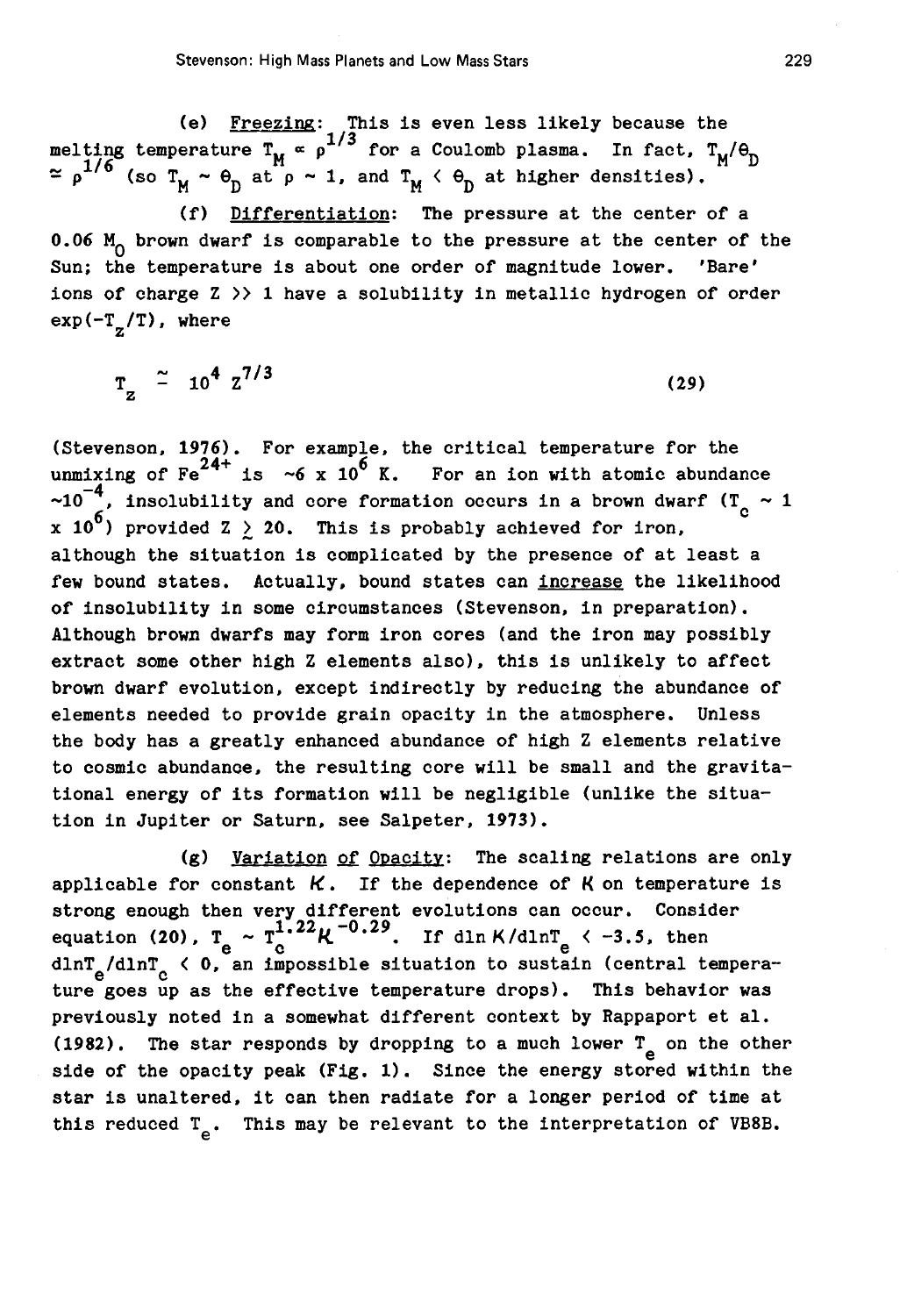(e) Freezing: This is even less likely because the melting temperature $T_M \propto \rho^{1/3}$ for a Coulomb plasma. In fact, $T_M/\theta_D \simeq \rho^{1/6}$ (so $T_M \sim \theta_D$ at $\rho \sim 1$, and $T_M < \theta_D$ at higher densities).

(f) Differentiation: The pressure at the center of a 0.06 $M_0$ brown dwarf is comparable to the pressure at the center of the Sun; the temperature is about one order of magnitude lower. 'Bare' ions of charge $Z >> 1$ have a solubility in metallic hydrogen of order $\exp(-T_z/T)$, where

$$T_z \simeq 10^4 Z^{7/3} \tag{29}$$

(Stevenson, 1976). For example, the critical temperature for the unmixing of $Fe^{24+}$ is $\sim 6 \times 10^6$ K. For an ion with atomic abundance $\sim 10^{-4}$, insolubility and core formation occurs in a brown dwarf ($T_c \sim 1 \times 10^6$) provided $Z \gtrsim 20$. This is probably achieved for iron, although the situation is complicated by the presence of at least a few bound states. Actually, bound states can increase the likelihood of insolubility in some circumstances (Stevenson, in preparation). Although brown dwarfs may form iron cores (and the iron may possibly extract some other high Z elements also), this is unlikely to affect brown dwarf evolution, except indirectly by reducing the abundance of elements needed to provide grain opacity in the atmosphere. Unless the body has a greatly enhanced abundance of high Z elements relative to cosmic abundance, the resulting core will be small and the gravitational energy of its formation will be negligible (unlike the situation in Jupiter or Saturn, see Salpeter, 1973).

(g) Variation of Opacity: The scaling relations are only applicable for constant $K$. If the dependence of $K$ on temperature is strong enough then very different evolutions can occur. Consider equation (20), $T_e \sim T_c^{1.22} K^{-0.29}$. If $d\ln K/d\ln T_e < -3.5$, then $d\ln T_e/d\ln T_c < 0$, an impossible situation to sustain (central temperature goes up as the effective temperature drops). This behavior was previously noted in a somewhat different context by Rappaport et al. (1982). The star responds by dropping to a much lower $T_e$ on the other side of the opacity peak (Fig. 1). Since the energy stored within the star is unaltered, it can then radiate for a longer period of time at this reduced $T_e$. This may be relevant to the interpretation of VB8B.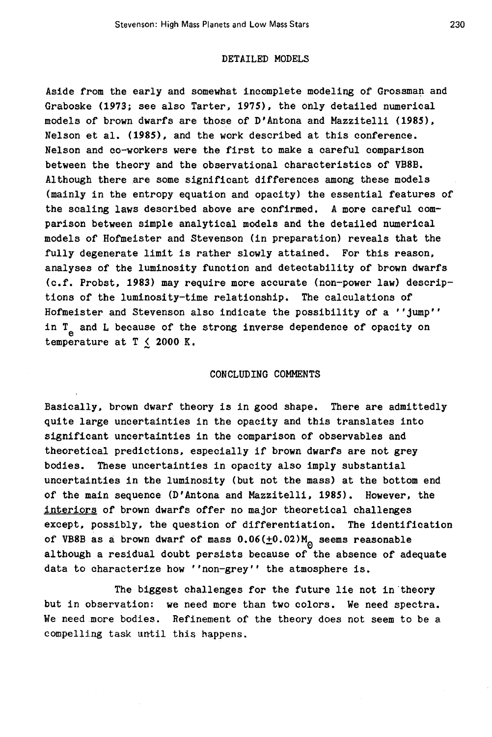## DETAILED MODELS

Aside from the early and somewhat incomplete modeling of Grossman and Graboske (1973; see also Tarter, 1975), the only detailed numerical models of brown dwarfs are those of D'Antona and Mazzitelli (1985), Nelson et al. (1985), and the work described at this conference. Nelson and co-workers were the first to make a careful comparison between the theory and the observational characteristics of VB8B. Although there are some significant differences among these models (mainly in the entropy equation and opacity) the essential features of the scaling laws described above are confirmed. A more careful comparison between simple analytical models and the detailed numerical models of Hofmeister and Stevenson (in preparation) reveals that the fully degenerate limit is rather slowly attained. For this reason, analyses of the luminosity function and detectability of brown dwarfs (c.f. Probst, 1983) may require more accurate (non-power law) descriptions of the luminosity-time relationship. The calculations of Hofmeister and Stevenson also indicate the possibility of a ''jump'' in $T_e$ and L because of the strong inverse dependence of opacity on temperature at $T \lesssim 2000$ K.

## CONCLUDING COMMENTS

Basically, brown dwarf theory is in good shape. There are admittedly quite large uncertainties in the opacity and this translates into significant uncertainties in the comparison of observables and theoretical predictions, especially if brown dwarfs are not grey bodies. These uncertainties in opacity also imply substantial uncertainties in the luminosity (but not the mass) at the bottom end of the main sequence (D'Antona and Mazzitelli, 1985). However, the interiors of brown dwarfs offer no major theoretical challenges except, possibly, the question of differentiation. The identification of VB8B as a brown dwarf of mass $0.06(\pm 0.02)M_\odot$ seems reasonable although a residual doubt persists because of the absence of adequate data to characterize how ''non-grey'' the atmosphere is.

The biggest challenges for the future lie not in theory but in observation: we need more than two colors. We need spectra. We need more bodies. Refinement of the theory does not seem to be a compelling task until this happens.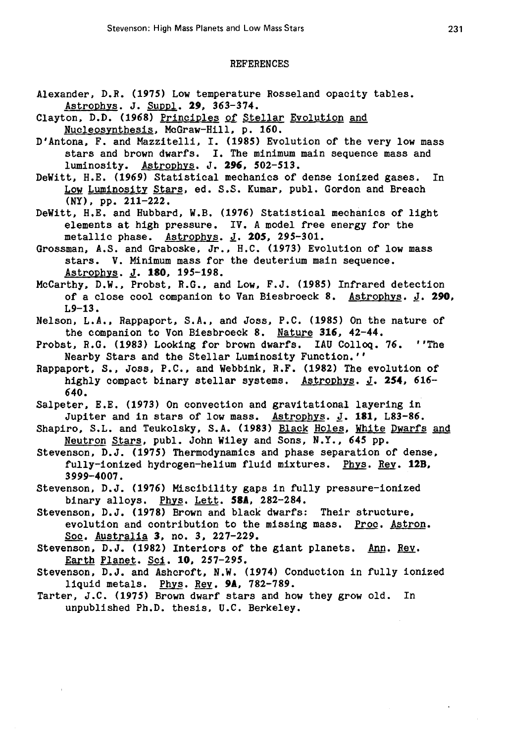## REFERENCES

Alexander, D.R. (1975) Low temperature Rosseland opacity tables. Astrophys. J. Suppl. **29**, 363-374.

Clayton, D.D. (1968) Principles of Stellar Evolution and Nucleosynthesis, McGraw-Hill, p. 160.

D'Antona, F. and Mazzitelli, I. (1985) Evolution of the very low mass stars and brown dwarfs. I. The minimum main sequence mass and luminosity. Astrophys. J. **296**, 502-513.

DeWitt, H.E. (1969) Statistical mechanics of dense ionized gases. In Low Luminosity Stars, ed. S.S. Kumar, publ. Gordon and Breach (NY), pp. 211-222.

DeWitt, H.E. and Hubbard, W.B. (1976) Statistical mechanics of light elements at high pressure. IV. A model free energy for the metallic phase. Astrophys. J. **205**, 295-301.

Grossman, A.S. and Graboske, Jr., H.C. (1973) Evolution of low mass stars. V. Minimum mass for the deuterium main sequence. Astrophys. J. **180**, 195-198.

McCarthy, D.W., Probst, R.G., and Low, F.J. (1985) Infrared detection of a close cool companion to Van Biesbroeck 8. Astrophys. J. **290**, L9-13.

Nelson, L.A., Rappaport, S.A., and Joss, P.C. (1985) On the nature of the companion to Von Biesbroeck 8. Nature **316**, 42-44.

Probst, R.G. (1983) Looking for brown dwarfs. IAU Colloq. 76. ''The Nearby Stars and the Stellar Luminosity Function.''

Rappaport, S., Joss, P.C., and Webbink, R.F. (1982) The evolution of highly compact binary stellar systems. Astrophys. J. **254**, 616-640.

Salpeter, E.E. (1973) On convection and gravitational layering in Jupiter and in stars of low mass. Astrophys. J. **181**, L83-86.

Shapiro, S.L. and Teukolsky, S.A. (1983) Black Holes, White Dwarfs and Neutron Stars, publ. John Wiley and Sons, N.Y., 645 pp.

Stevenson, D.J. (1975) Thermodynamics and phase separation of dense, fully-ionized hydrogen-helium fluid mixtures. Phys. Rev. **12B**, 3999-4007.

Stevenson, D.J. (1976) Miscibility gaps in fully pressure-ionized binary alloys. Phys. Lett. **58A**, 282-284.

Stevenson, D.J. (1978) Brown and black dwarfs: Their structure, evolution and contribution to the missing mass. Proc. Astron. Soc. Australia **3**, no. 3, 227-229.

Stevenson, D.J. (1982) Interiors of the giant planets. Ann. Rev. Earth Planet. Sci. **10**, 257-295.

Stevenson, D.J. and Ashcroft, N.W. (1974) Conduction in fully ionized liquid metals. Phys. Rev. **9A**, 782-789.

Tarter, J.C. (1975) Brown dwarf stars and how they grow old. In unpublished Ph.D. thesis, U.C. Berkeley.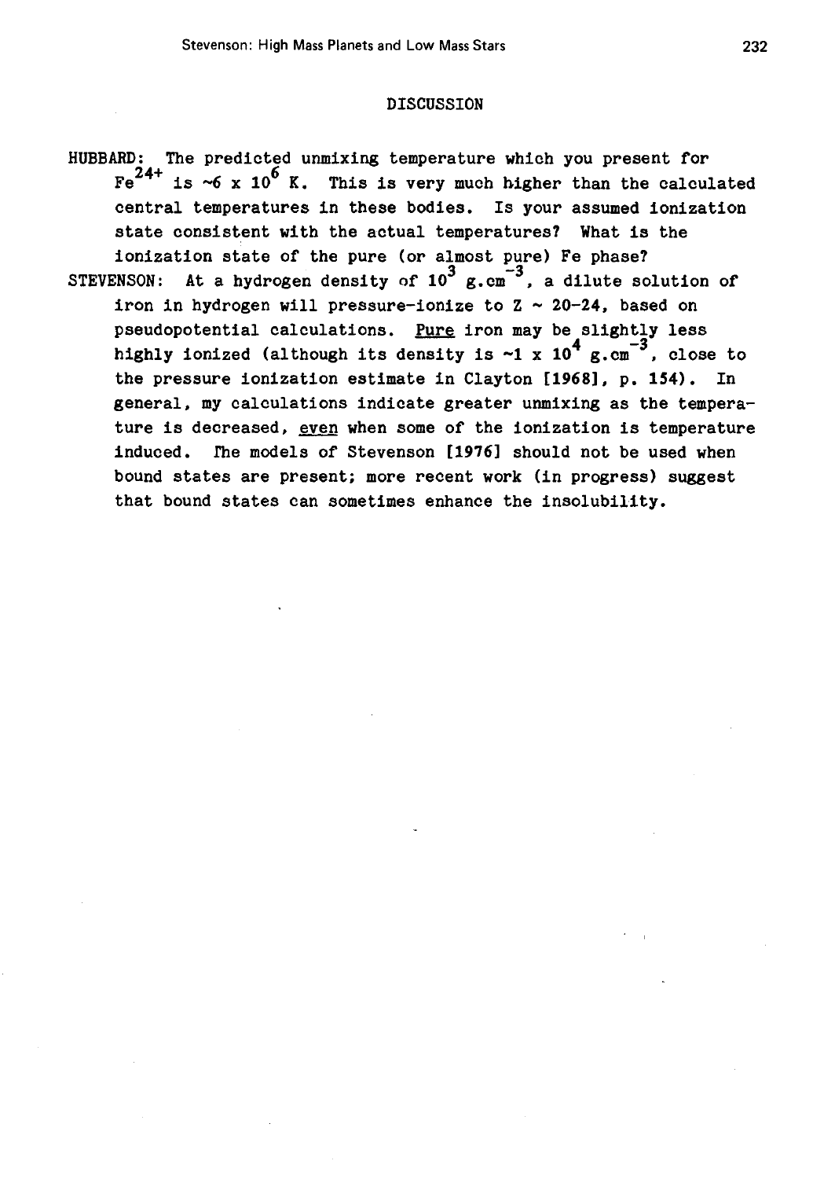## DISCUSSION

HUBBARD: The predicted unmixing temperature which you present for $Fe^{24+}$ is $\sim 6 \times 10^6$ K. This is very much higher than the calculated central temperatures in these bodies. Is your assumed ionization state consistent with the actual temperatures? What is the ionization state of the pure (or almost pure) Fe phase?

STEVENSON: At a hydrogen density of $10^3$ g.cm$^{-3}$, a dilute solution of iron in hydrogen will pressure-ionize to $Z \sim 20$-$24$, based on pseudopotential calculations. Pure iron may be slightly less highly ionized (although its density is $\sim 1 \times 10^4$ g.cm$^{-3}$, close to the pressure ionization estimate in Clayton [1968], p. 154). In general, my calculations indicate greater unmixing as the temperature is decreased, even when some of the ionization is temperature induced. The models of Stevenson [1976] should not be used when bound states are present; more recent work (in progress) suggest that bound states can sometimes enhance the insolubility.